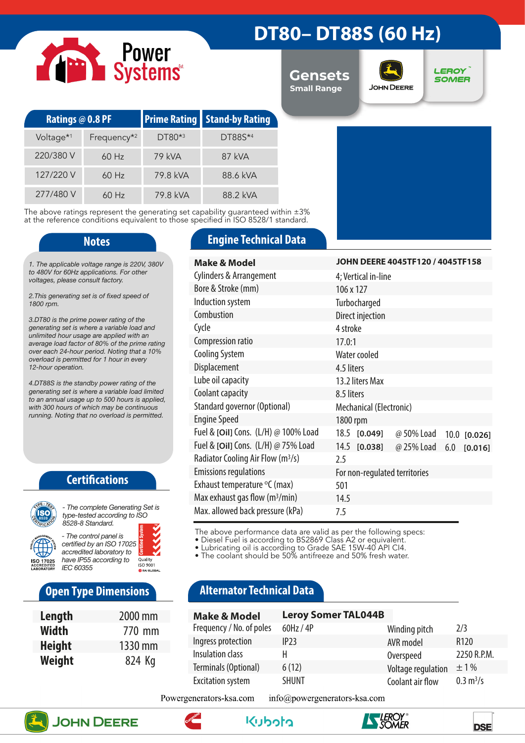# DT80– DT88S (60 Hz)

Power Systems

**Gensets** Small Range

JOHN DEERE | LEROY SOMER

| Ratings @ 0.8 PF | | Prime Rating | Stand-by Rating |
|---|---|---|---|
| Voltage*1 | Frequency*2 | DT80*3 | DT88S*4 |
| 220/380 V | 60 Hz | 79 kVA | 87 kVA |
| 127/220 V | 60 Hz | 79.8 kVA | 88.6 kVA |
| 277/480 V | 60 Hz | 79.8 kVA | 88.2 kVA |

The above ratings represent the generating set capability guaranteed within ±3% at the reference conditions equivalent to those specified in ISO 8528/1 standard.

## Notes

*1. The applicable voltage range is 220V, 380V to 480V for 60Hz applications. For other voltages, please consult factory.*

*2.This generating set is of fixed speed of 1800 rpm.*

*3.DT80 is the prime power rating of the generating set is where a variable load and unlimited hour usage are applied with an average load factor of 80% of the prime rating over each 24-hour period. Noting that a 10% overload is permitted for 1 hour in every 12-hour operation.*

*4.DT88S is the standby power rating of the generating set is where a variable load limited to an annual usage up to 500 hours is applied, with 300 hours of which may be continuous running. Noting that no overload is permitted.*

## Certifications

*- The complete Generating Set is type-tested according to ISO 8528-8 Standard.*

*- The control panel is certified by an ISO 17025 accredited laboratory to have IP55 according to IEC 60355*

## Open Type Dimensions

| | |
|---|---|
| **Length** | 2000 mm |
| **Width** | 770 mm |
| **Height** | 1330 mm |
| **Weight** | 824 Kg |

## Engine Technical Data

| | | | |
|---|---|---|---|
| **Make & Model** | **JOHN DEERE 4045TF120 / 4045TF158** | | |
| Cylinders & Arrangement | 4; Vertical in-line | | |
| Bore & Stroke (mm) | 106 x 127 | | |
| Induction system | Turbocharged | | |
| Combustion | Direct injection | | |
| Cycle | 4 stroke | | |
| Compression ratio | 17.0:1 | | |
| Cooling System | Water cooled | | |
| Displacement | 4.5 liters | | |
| Lube oil capacity | 13.2 liters Max | | |
| Coolant capacity | 8.5 liters | | |
| Standard governor (Optional) | Mechanical (Electronic) | | |
| Engine Speed | 1800 rpm | | |
| Fuel & [Oil] Cons. (L/H) @ 100% Load | 18.5 [0.049] | @ 50% Load | 10.0 [0.026] |
| Fuel & [Oil] Cons. (L/H) @ 75% Load | 14.5 [0.038] | @ 25% Load | 6.0 [0.016] |
| Radiator Cooling Air Flow ($m^3/s$) | 2.5 | | |
| Emissions regulations | For non-regulated territories | | |
| Exhaust temperature °C (max) | 501 | | |
| Max exhaust gas flow ($m^3/min$) | 14.5 | | |
| Max. allowed back pressure (kPa) | 7.5 | | |

The above performance data are valid as per the following specs:
- Diesel Fuel is according to BS2869 Class A2 or equivalent.
- Lubricating oil is according to Grade SAE 15W-40 API CI4.
- The coolant should be 50% antifreeze and 50% fresh water.

## Alternator Technical Data

| | | | |
|---|---|---|---|
| **Make & Model** | **Leroy Somer TAL044B** | | |
| Frequency / No. of poles | 60Hz / 4P | Winding pitch | 2/3 |
| Ingress protection | IP23 | AVR model | R120 |
| Insulation class | H | Overspeed | 2250 R.P.M. |
| Terminals (Optional) | 6 (12) | Voltage regulation | ± 1 % |
| Excitation system | SHUNT | Coolant air flow | 0.3 $m^3/s$ |

Powergenerators-ksa.com info@powergenerators-ksa.com

JOHN DEERE | Cummins | Kubota | LEROY SOMER | DSE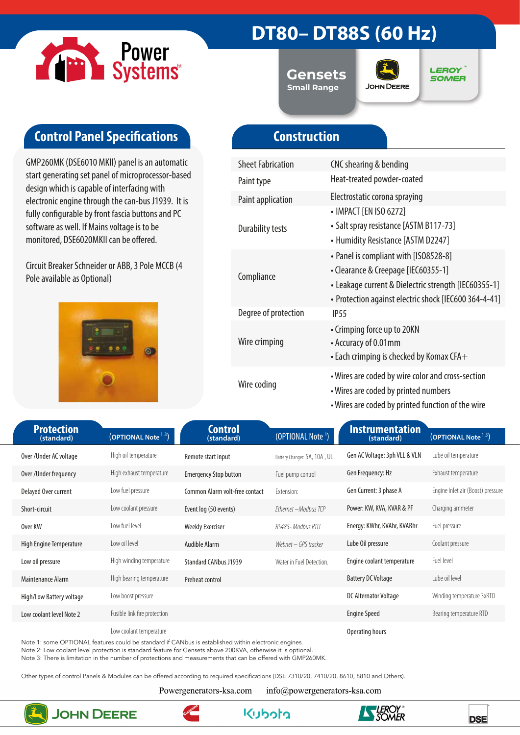# DT80– DT88S (60 Hz)

Gensets
Small Range

## Control Panel Specifications

GMP260MK (DSE6010 MKII) panel is an automatic start generating set panel of microprocessor-based design which is capable of interfacing with electronic engine through the can-bus J1939. It is fully configurable by front fascia buttons and PC software as well. If Mains voltage is to be monitored, DSE6020MKII can be offered.

Circuit Breaker Schneider or ABB, 3 Pole MCCB (4 Pole available as Optional)

## Construction

| | |
|---|---|
| Sheet Fabrication | CNC shearing & bending |
| Paint type | Heat-treated powder-coated |
| Paint application | Electrostatic corona spraying |
| Durability tests | • IMPACT [EN ISO 6272]<br>• Salt spray resistance [ASTM B117-73]<br>• Humidity Resistance [ASTM D2247] |
| Compliance | • Panel is compliant with [IS08528-8]<br>• Clearance & Creepage [IEC60355-1]<br>• Leakage current & Dielectric strength [IEC60355-1]<br>• Protection against electric shock [IEC600 364-4-41] |
| Degree of protection | IP55 |
| Wire crimping | • Crimping force up to 20KN<br>• Accuracy of 0.01mm<br>• Each crimping is checked by Komax CFA+ |
| Wire coding | • Wires are coded by wire color and cross-section<br>• Wires are coded by printed numbers<br>• Wires are coded by printed function of the wire |

| Protection (standard) | (OPTIONAL Note [1,3]) | Control (standard) | (OPTIONAL Note [1]) | Instrumentation (standard) | (OPTIONAL Note [1,3]) |
|---|---|---|---|---|---|
| Over /Under AC voltage | High oil temperature | Remote start input | Battery Changer: 5A, 10A , UL | Gen AC Voltage: 3ph VLL & VLN | Lube oil temperature |
| Over /Under frequency | High exhaust temperature | Emergency Stop button | Fuel pump control | Gen Frequency: Hz | Exhaust temperature |
| Delayed Over current | Low fuel pressure | Common Alarm volt-free contact | Extension: | Gen Current: 3 phase A | Engine Inlet air (Boost) pressure |
| Short-circuit | Low coolant pressure | Event log (50 events) | *Ethernet –Modbus TCP* | Power: KW, KVA, KVAR & PF | Charging ammeter |
| Over KW | Low fuel level | Weekly Exerciser | *RS485- Modbus RTU* | Energy: KWhr, KVAhr, KVARhr | Fuel pressure |
| High Engine Temperature | Low oil level | Audible Alarm | *Webnet – GPS tracker* | Lube Oil pressure | Coolant pressure |
| Low oil pressure | High winding temperature | Standard CANbus J1939 | Water in Fuel Detection. | Engine coolant temperature | Fuel level |
| Maintenance Alarm | High bearing temperature | Preheat control | | Battery DC Voltage | Lube oil level |
| High/Low Battery voltage | Low boost pressure | | | DC Alternator Voltage | Winding temperature 3xRTD |
| Low coolant level Note 2 | Fusible link fire protection | | | Engine Speed | Bearing temperature RTD |
| | Low coolant temperature | | | Operating hours | |

Note 1: some OPTIONAL features could be standard if CANbus is established within electronic engines.
Note 2: Low coolant level protection is standard feature for Gensets above 200KVA, otherwise it is optional.
Note 3: There is limitation in the number of protections and measurements that can be offered with GMP260MK.

Other types of control Panels & Modules can be offered according to required specifications (DSE 7310/20, 7410/20, 8610, 8810 and Others).

Powergenerators-ksa.com info@powergenerators-ksa.com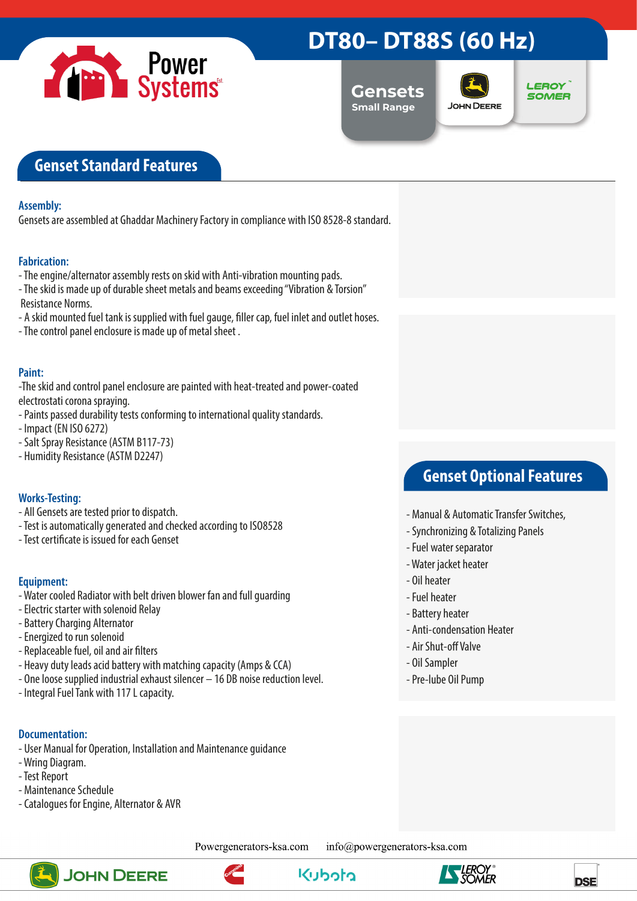# DT80– DT88S (60 Hz)

Gensets
Small Range

## Genset Standard Features

### Assembly:

Gensets are assembled at Ghaddar Machinery Factory in compliance with ISO 8528-8 standard.

### Fabrication:

- The engine/alternator assembly rests on skid with Anti-vibration mounting pads.
- The skid is made up of durable sheet metals and beams exceeding "Vibration & Torsion" Resistance Norms.
- A skid mounted fuel tank is supplied with fuel gauge, filler cap, fuel inlet and outlet hoses.
- The control panel enclosure is made up of metal sheet .

### Paint:

-The skid and control panel enclosure are painted with heat-treated and power-coated electrostati corona spraying.
- Paints passed durability tests conforming to international quality standards.
- Impact (EN ISO 6272)
- Salt Spray Resistance (ASTM B117-73)
- Humidity Resistance (ASTM D2247)

### Works-Testing:

- All Gensets are tested prior to dispatch.
- Test is automatically generated and checked according to IS08528
- Test certificate is issued for each Genset

### Equipment:

- Water cooled Radiator with belt driven blower fan and full guarding
- Electric starter with solenoid Relay
- Battery Charging Alternator
- Energized to run solenoid
- Replaceable fuel, oil and air filters
- Heavy duty leads acid battery with matching capacity (Amps & CCA)
- One loose supplied industrial exhaust silencer – 16 DB noise reduction level.
- Integral Fuel Tank with 117 L capacity.

### Documentation:

- User Manual for Operation, Installation and Maintenance guidance
- Wring Diagram.
- Test Report
- Maintenance Schedule
- Catalogues for Engine, Alternator & AVR

## Genset Optional Features

- Manual & Automatic Transfer Switches,
- Synchronizing & Totalizing Panels
- Fuel water separator
- Water jacket heater
- Oil heater
- Fuel heater
- Battery heater
- Anti-condensation Heater
- Air Shut-off Valve
- Oil Sampler
- Pre-lube Oil Pump

Powergenerators-ksa.com info@powergenerators-ksa.com